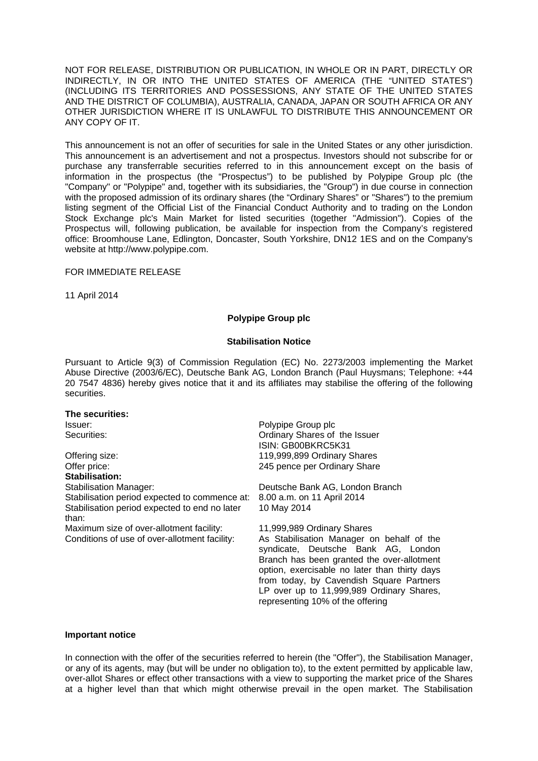NOT FOR RELEASE, DISTRIBUTION OR PUBLICATION, IN WHOLE OR IN PART, DIRECTLY OR INDIRECTLY, IN OR INTO THE UNITED STATES OF AMERICA (THE "UNITED STATES") (INCLUDING ITS TERRITORIES AND POSSESSIONS, ANY STATE OF THE UNITED STATES AND THE DISTRICT OF COLUMBIA), AUSTRALIA, CANADA, JAPAN OR SOUTH AFRICA OR ANY OTHER JURISDICTION WHERE IT IS UNLAWFUL TO DISTRIBUTE THIS ANNOUNCEMENT OR ANY COPY OF IT.

This announcement is not an offer of securities for sale in the United States or any other jurisdiction. This announcement is an advertisement and not a prospectus. Investors should not subscribe for or purchase any transferrable securities referred to in this announcement except on the basis of information in the prospectus (the "Prospectus") to be published by Polypipe Group plc (the "Company" or "Polypipe" and, together with its subsidiaries, the "Group") in due course in connection with the proposed admission of its ordinary shares (the "Ordinary Shares" or "Shares") to the premium listing segment of the Official List of the Financial Conduct Authority and to trading on the London Stock Exchange plc's Main Market for listed securities (together "Admission"). Copies of the Prospectus will, following publication, be available for inspection from the Company's registered office: Broomhouse Lane, Edlington, Doncaster, South Yorkshire, DN12 1ES and on the Company's website at http://www.polypipe.com.

FOR IMMEDIATE RELEASE

11 April 2014

**Polypipe Group plc**

**Stabilisation Notice**

Pursuant to Article 9(3) of Commission Regulation (EC) No. 2273/2003 implementing the Market Abuse Directive (2003/6/EC), Deutsche Bank AG, London Branch (Paul Huysmans; Telephone: +44 20 7547 4836) hereby gives notice that it and its affiliates may stabilise the offering of the following securities.

| **The securities:** | |
|---|---|
| Issuer: | Polypipe Group plc |
| Securities: | Ordinary Shares of the Issuer<br>ISIN: GB00BKRC5K31 |
| Offering size: | 119,999,899 Ordinary Shares |
| Offer price: | 245 pence per Ordinary Share |
| **Stabilisation:** | |
| Stabilisation Manager: | Deutsche Bank AG, London Branch |
| Stabilisation period expected to commence at: | 8.00 a.m. on 11 April 2014 |
| Stabilisation period expected to end no later than: | 10 May 2014 |
| Maximum size of over-allotment facility: | 11,999,989 Ordinary Shares |
| Conditions of use of over-allotment facility: | As Stabilisation Manager on behalf of the syndicate, Deutsche Bank AG, London Branch has been granted the over-allotment option, exercisable no later than thirty days from today, by Cavendish Square Partners LP over up to 11,999,989 Ordinary Shares, representing 10% of the offering |

**Important notice**

In connection with the offer of the securities referred to herein (the "Offer"), the Stabilisation Manager, or any of its agents, may (but will be under no obligation to), to the extent permitted by applicable law, over-allot Shares or effect other transactions with a view to supporting the market price of the Shares at a higher level than that which might otherwise prevail in the open market. The Stabilisation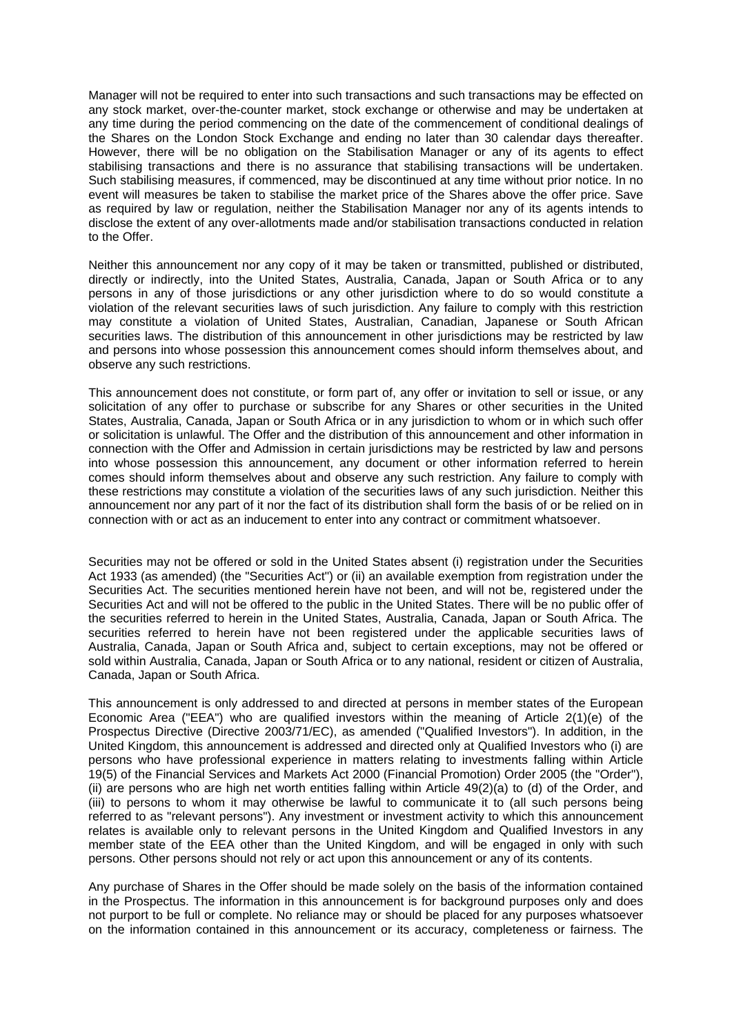Manager will not be required to enter into such transactions and such transactions may be effected on any stock market, over-the-counter market, stock exchange or otherwise and may be undertaken at any time during the period commencing on the date of the commencement of conditional dealings of the Shares on the London Stock Exchange and ending no later than 30 calendar days thereafter. However, there will be no obligation on the Stabilisation Manager or any of its agents to effect stabilising transactions and there is no assurance that stabilising transactions will be undertaken. Such stabilising measures, if commenced, may be discontinued at any time without prior notice. In no event will measures be taken to stabilise the market price of the Shares above the offer price. Save as required by law or regulation, neither the Stabilisation Manager nor any of its agents intends to disclose the extent of any over-allotments made and/or stabilisation transactions conducted in relation to the Offer.

Neither this announcement nor any copy of it may be taken or transmitted, published or distributed, directly or indirectly, into the United States, Australia, Canada, Japan or South Africa or to any persons in any of those jurisdictions or any other jurisdiction where to do so would constitute a violation of the relevant securities laws of such jurisdiction. Any failure to comply with this restriction may constitute a violation of United States, Australian, Canadian, Japanese or South African securities laws. The distribution of this announcement in other jurisdictions may be restricted by law and persons into whose possession this announcement comes should inform themselves about, and observe any such restrictions.

This announcement does not constitute, or form part of, any offer or invitation to sell or issue, or any solicitation of any offer to purchase or subscribe for any Shares or other securities in the United States, Australia, Canada, Japan or South Africa or in any jurisdiction to whom or in which such offer or solicitation is unlawful. The Offer and the distribution of this announcement and other information in connection with the Offer and Admission in certain jurisdictions may be restricted by law and persons into whose possession this announcement, any document or other information referred to herein comes should inform themselves about and observe any such restriction. Any failure to comply with these restrictions may constitute a violation of the securities laws of any such jurisdiction. Neither this announcement nor any part of it nor the fact of its distribution shall form the basis of or be relied on in connection with or act as an inducement to enter into any contract or commitment whatsoever.

Securities may not be offered or sold in the United States absent (i) registration under the Securities Act 1933 (as amended) (the "Securities Act") or (ii) an available exemption from registration under the Securities Act. The securities mentioned herein have not been, and will not be, registered under the Securities Act and will not be offered to the public in the United States. There will be no public offer of the securities referred to herein in the United States, Australia, Canada, Japan or South Africa. The securities referred to herein have not been registered under the applicable securities laws of Australia, Canada, Japan or South Africa and, subject to certain exceptions, may not be offered or sold within Australia, Canada, Japan or South Africa or to any national, resident or citizen of Australia, Canada, Japan or South Africa.

This announcement is only addressed to and directed at persons in member states of the European Economic Area ("EEA") who are qualified investors within the meaning of Article 2(1)(e) of the Prospectus Directive (Directive 2003/71/EC), as amended ("Qualified Investors"). In addition, in the United Kingdom, this announcement is addressed and directed only at Qualified Investors who (i) are persons who have professional experience in matters relating to investments falling within Article 19(5) of the Financial Services and Markets Act 2000 (Financial Promotion) Order 2005 (the "Order"), (ii) are persons who are high net worth entities falling within Article 49(2)(a) to (d) of the Order, and (iii) to persons to whom it may otherwise be lawful to communicate it to (all such persons being referred to as "relevant persons"). Any investment or investment activity to which this announcement relates is available only to relevant persons in the United Kingdom and Qualified Investors in any member state of the EEA other than the United Kingdom, and will be engaged in only with such persons. Other persons should not rely or act upon this announcement or any of its contents.

Any purchase of Shares in the Offer should be made solely on the basis of the information contained in the Prospectus. The information in this announcement is for background purposes only and does not purport to be full or complete. No reliance may or should be placed for any purposes whatsoever on the information contained in this announcement or its accuracy, completeness or fairness. The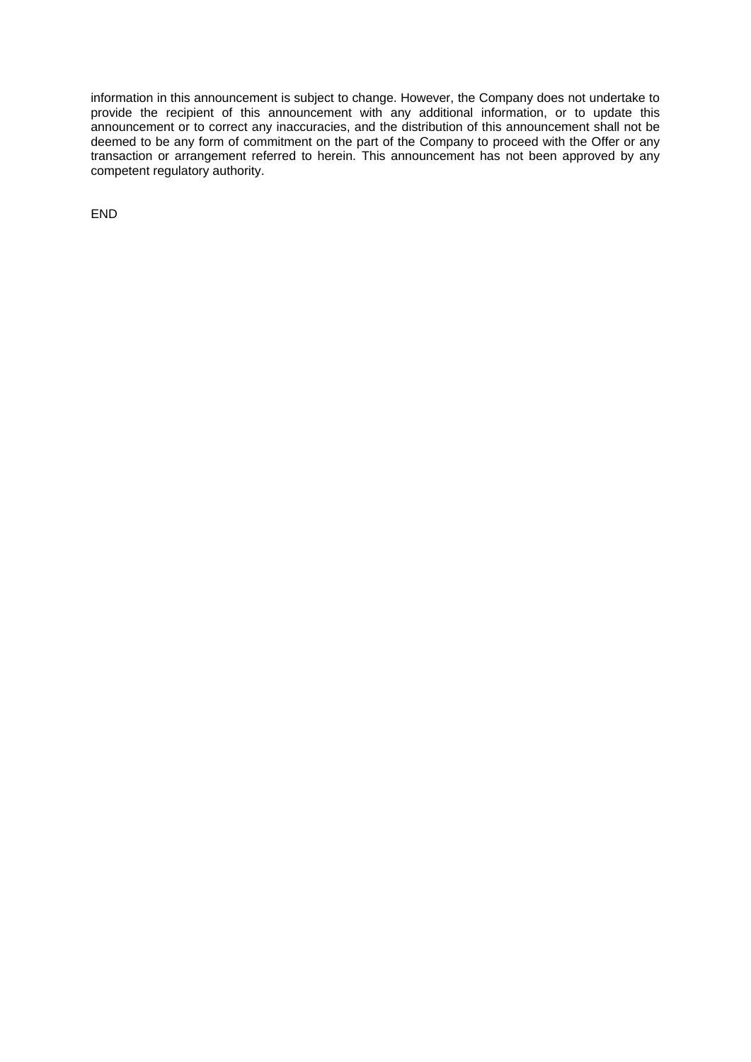information in this announcement is subject to change. However, the Company does not undertake to provide the recipient of this announcement with any additional information, or to update this announcement or to correct any inaccuracies, and the distribution of this announcement shall not be deemed to be any form of commitment on the part of the Company to proceed with the Offer or any transaction or arrangement referred to herein. This announcement has not been approved by any competent regulatory authority.

END